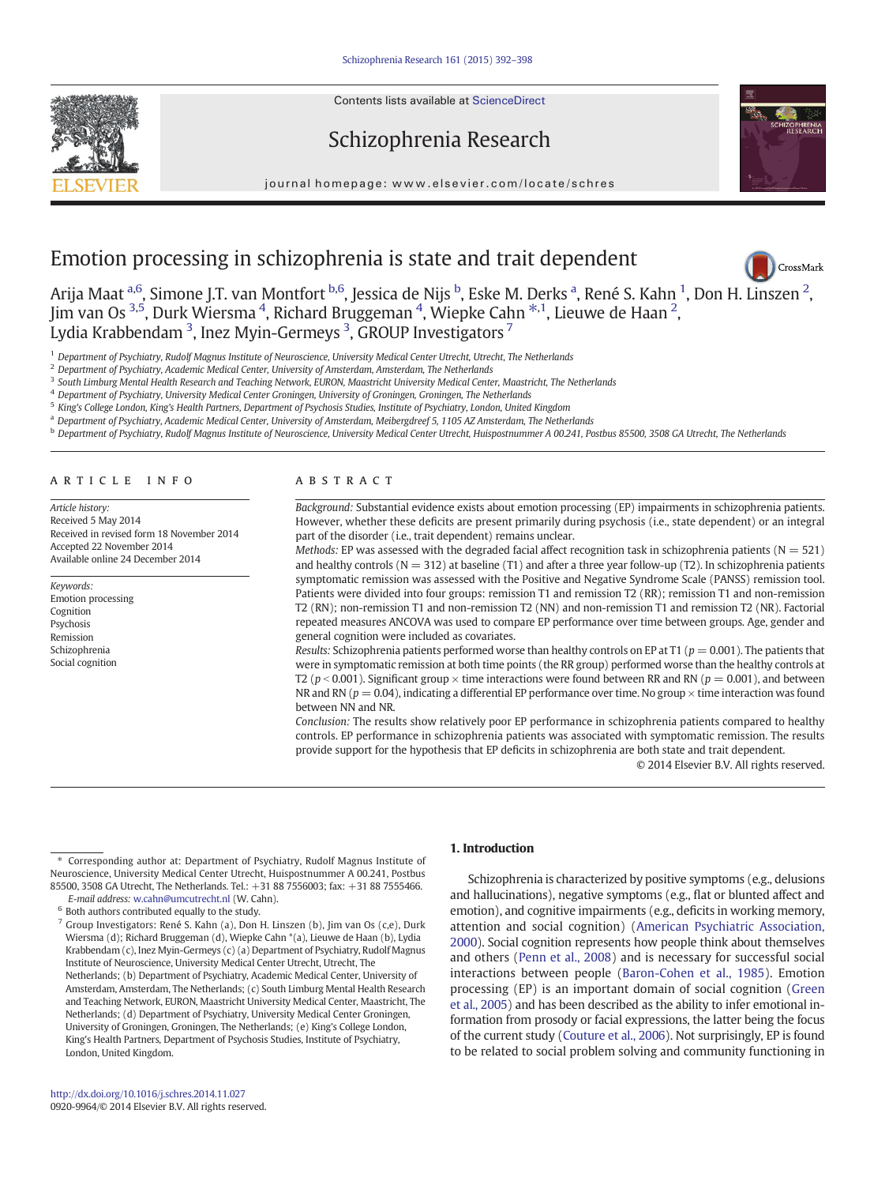# Emotion processing in schizophrenia is state and trait dependent

Arija Maat [a,6], Simone J.T. van Montfort [b,6], Jessica de Nijs [b], Eske M. Derks [a], René S. Kahn [1], Don H. Linszen [2], Jim van Os [3,5], Durk Wiersma [4], Richard Bruggeman [4], Wiepke Cahn [*,1], Lieuwe de Haan [2], Lydia Krabbendam [3], Inez Myin-Germeys [3], GROUP Investigators [7]

[1] Department of Psychiatry, Rudolf Magnus Institute of Neuroscience, University Medical Center Utrecht, Utrecht, The Netherlands
[2] Department of Psychiatry, Academic Medical Center, University of Amsterdam, Amsterdam, The Netherlands
[3] South Limburg Mental Health Research and Teaching Network, EURON, Maastricht University Medical Center, Maastricht, The Netherlands
[4] Department of Psychiatry, University Medical Center Groningen, University of Groningen, Groningen, The Netherlands
[5] King's College London, King's Health Partners, Department of Psychosis Studies, Institute of Psychiatry, London, United Kingdom
[a] Department of Psychiatry, Academic Medical Center, University of Amsterdam, Meibergdreef 5, 1105 AZ Amsterdam, The Netherlands
[b] Department of Psychiatry, Rudolf Magnus Institute of Neuroscience, University Medical Center Utrecht, Huispostnummer A 00.241, Postbus 85500, 3508 GA Utrecht, The Netherlands

## ARTICLE INFO

*Article history:*
Received 5 May 2014
Received in revised form 18 November 2014
Accepted 22 November 2014
Available online 24 December 2014

*Keywords:*
Emotion processing
Cognition
Psychosis
Remission
Schizophrenia
Social cognition

## ABSTRACT

*Background:* Substantial evidence exists about emotion processing (EP) impairments in schizophrenia patients. However, whether these deficits are present primarily during psychosis (i.e., state dependent) or an integral part of the disorder (i.e., trait dependent) remains unclear.

*Methods:* EP was assessed with the degraded facial affect recognition task in schizophrenia patients (N = 521) and healthy controls (N = 312) at baseline (T1) and after a three year follow-up (T2). In schizophrenia patients symptomatic remission was assessed with the Positive and Negative Syndrome Scale (PANSS) remission tool. Patients were divided into four groups: remission T1 and remission T2 (RR); remission T1 and non-remission T2 (RN); non-remission T1 and non-remission T2 (NN) and non-remission T1 and remission T2 (NR). Factorial repeated measures ANCOVA was used to compare EP performance over time between groups. Age, gender and general cognition were included as covariates.

*Results:* Schizophrenia patients performed worse than healthy controls on EP at T1 ($p = 0.001$). The patients that were in symptomatic remission at both time points (the RR group) performed worse than the healthy controls at T2 ($p < 0.001$). Significant group × time interactions were found between RR and RN ($p = 0.001$), and between NR and RN ($p = 0.04$), indicating a differential EP performance over time. No group × time interaction was found between NN and NR.

*Conclusion:* The results show relatively poor EP performance in schizophrenia patients compared to healthy controls. EP performance in schizophrenia patients was associated with symptomatic remission. The results provide support for the hypothesis that EP deficits in schizophrenia are both state and trait dependent.

© 2014 Elsevier B.V. All rights reserved.

## 1. Introduction

Schizophrenia is characterized by positive symptoms (e.g., delusions and hallucinations), negative symptoms (e.g., flat or blunted affect and emotion), and cognitive impairments (e.g., deficits in working memory, attention and social cognition) (American Psychiatric Association, 2000). Social cognition represents how people think about themselves and others (Penn et al., 2008) and is necessary for successful social interactions between people (Baron-Cohen et al., 1985). Emotion processing (EP) is an important domain of social cognition (Green et al., 2005) and has been described as the ability to infer emotional information from prosody or facial expressions, the latter being the focus of the current study (Couture et al., 2006). Not surprisingly, EP is found to be related to social problem solving and community functioning in

---

* Corresponding author at: Department of Psychiatry, Rudolf Magnus Institute of Neuroscience, University Medical Center Utrecht, Huispostnummer A 00.241, Postbus 85500, 3508 GA Utrecht, The Netherlands. Tel.: +31 88 7556003; fax: +31 88 7555466.
E-mail address: w.cahn@umcutrecht.nl (W. Cahn).

[6] Both authors contributed equally to the study.

[7] Group Investigators: René S. Kahn (a), Don H. Linszen (b), Jim van Os (c,e), Durk Wiersma (d); Richard Bruggeman (d), Wiepke Cahn *(a), Lieuwe de Haan (b), Lydia Krabbendam (c), Inez Myin-Germeys (c) (a) Department of Psychiatry, Rudolf Magnus Institute of Neuroscience, University Medical Center Utrecht, Utrecht, The Netherlands; (b) Department of Psychiatry, Academic Medical Center, University of Amsterdam, Amsterdam, The Netherlands; (c) South Limburg Mental Health Research and Teaching Network, EURON, Maastricht University Medical Center, Maastricht, The Netherlands; (d) Department of Psychiatry, University Medical Center Groningen, University of Groningen, Groningen, The Netherlands; (e) King's College London, King's Health Partners, Department of Psychosis Studies, Institute of Psychiatry, London, United Kingdom.

http://dx.doi.org/10.1016/j.schres.2014.11.027
0920-9964/© 2014 Elsevier B.V. All rights reserved.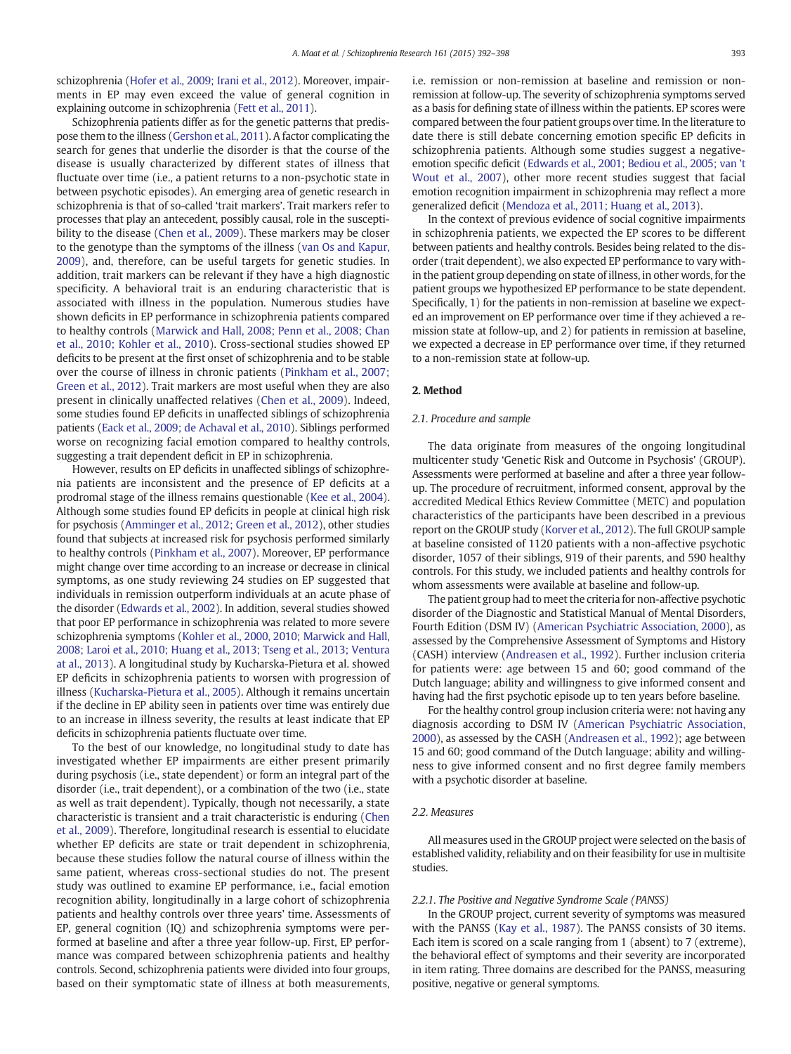schizophrenia (Hofer et al., 2009; Irani et al., 2012). Moreover, impairments in EP may even exceed the value of general cognition in explaining outcome in schizophrenia (Fett et al., 2011).

Schizophrenia patients differ as for the genetic patterns that predispose them to the illness (Gershon et al., 2011). A factor complicating the search for genes that underlie the disorder is that the course of the disease is usually characterized by different states of illness that fluctuate over time (i.e., a patient returns to a non-psychotic state in between psychotic episodes). An emerging area of genetic research in schizophrenia is that of so-called 'trait markers'. Trait markers refer to processes that play an antecedent, possibly causal, role in the susceptibility to the disease (Chen et al., 2009). These markers may be closer to the genotype than the symptoms of the illness (van Os and Kapur, 2009), and, therefore, can be useful targets for genetic studies. In addition, trait markers can be relevant if they have a high diagnostic specificity. A behavioral trait is an enduring characteristic that is associated with illness in the population. Numerous studies have shown deficits in EP performance in schizophrenia patients compared to healthy controls (Marwick and Hall, 2008; Penn et al., 2008; Chan et al., 2010; Kohler et al., 2010). Cross-sectional studies showed EP deficits to be present at the first onset of schizophrenia and to be stable over the course of illness in chronic patients (Pinkham et al., 2007; Green et al., 2012). Trait markers are most useful when they are also present in clinically unaffected relatives (Chen et al., 2009). Indeed, some studies found EP deficits in unaffected siblings of schizophrenia patients (Eack et al., 2009; de Achaval et al., 2010). Siblings performed worse on recognizing facial emotion compared to healthy controls, suggesting a trait dependent deficit in EP in schizophrenia.

However, results on EP deficits in unaffected siblings of schizophrenia patients are inconsistent and the presence of EP deficits at a prodromal stage of the illness remains questionable (Kee et al., 2004). Although some studies found EP deficits in people at clinical high risk for psychosis (Amminger et al., 2012; Green et al., 2012), other studies found that subjects at increased risk for psychosis performed similarly to healthy controls (Pinkham et al., 2007). Moreover, EP performance might change over time according to an increase or decrease in clinical symptoms, as one study reviewing 24 studies on EP suggested that individuals in remission outperform individuals at an acute phase of the disorder (Edwards et al., 2002). In addition, several studies showed that poor EP performance in schizophrenia was related to more severe schizophrenia symptoms (Kohler et al., 2000, 2010; Marwick and Hall, 2008; Laroi et al., 2010; Huang et al., 2013; Tseng et al., 2013; Ventura at al., 2013). A longitudinal study by Kucharska-Pietura et al. showed EP deficits in schizophrenia patients to worsen with progression of illness (Kucharska-Pietura et al., 2005). Although it remains uncertain if the decline in EP ability seen in patients over time was entirely due to an increase in illness severity, the results at least indicate that EP deficits in schizophrenia patients fluctuate over time.

To the best of our knowledge, no longitudinal study to date has investigated whether EP impairments are either present primarily during psychosis (i.e., state dependent) or form an integral part of the disorder (i.e., trait dependent), or a combination of the two (i.e., state as well as trait dependent). Typically, though not necessarily, a state characteristic is transient and a trait characteristic is enduring (Chen et al., 2009). Therefore, longitudinal research is essential to elucidate whether EP deficits are state or trait dependent in schizophrenia, because these studies follow the natural course of illness within the same patient, whereas cross-sectional studies do not. The present study was outlined to examine EP performance, i.e., facial emotion recognition ability, longitudinally in a large cohort of schizophrenia patients and healthy controls over three years' time. Assessments of EP, general cognition (IQ) and schizophrenia symptoms were performed at baseline and after a three year follow-up. First, EP performance was compared between schizophrenia patients and healthy controls. Second, schizophrenia patients were divided into four groups, based on their symptomatic state of illness at both measurements, i.e. remission or non-remission at baseline and remission or non-remission at follow-up. The severity of schizophrenia symptoms served as a basis for defining state of illness within the patients. EP scores were compared between the four patient groups over time. In the literature to date there is still debate concerning emotion specific EP deficits in schizophrenia patients. Although some studies suggest a negative-emotion specific deficit (Edwards et al., 2001; Bediou et al., 2005; van 't Wout et al., 2007), other more recent studies suggest that facial emotion recognition impairment in schizophrenia may reflect a more generalized deficit (Mendoza et al., 2011; Huang et al., 2013).

In the context of previous evidence of social cognitive impairments in schizophrenia patients, we expected the EP scores to be different between patients and healthy controls. Besides being related to the disorder (trait dependent), we also expected EP performance to vary within the patient group depending on state of illness, in other words, for the patient groups we hypothesized EP performance to be state dependent. Specifically, 1) for the patients in non-remission at baseline we expected an improvement on EP performance over time if they achieved a remission state at follow-up, and 2) for patients in remission at baseline, we expected a decrease in EP performance over time, if they returned to a non-remission state at follow-up.

## 2. Method

### 2.1. Procedure and sample

The data originate from measures of the ongoing longitudinal multicenter study 'Genetic Risk and Outcome in Psychosis' (GROUP). Assessments were performed at baseline and after a three year follow-up. The procedure of recruitment, informed consent, approval by the accredited Medical Ethics Review Committee (METC) and population characteristics of the participants have been described in a previous report on the GROUP study (Korver et al., 2012). The full GROUP sample at baseline consisted of 1120 patients with a non-affective psychotic disorder, 1057 of their siblings, 919 of their parents, and 590 healthy controls. For this study, we included patients and healthy controls for whom assessments were available at baseline and follow-up.

The patient group had to meet the criteria for non-affective psychotic disorder of the Diagnostic and Statistical Manual of Mental Disorders, Fourth Edition (DSM IV) (American Psychiatric Association, 2000), as assessed by the Comprehensive Assessment of Symptoms and History (CASH) interview (Andreasen et al., 1992). Further inclusion criteria for patients were: age between 15 and 60; good command of the Dutch language; ability and willingness to give informed consent and having had the first psychotic episode up to ten years before baseline.

For the healthy control group inclusion criteria were: not having any diagnosis according to DSM IV (American Psychiatric Association, 2000), as assessed by the CASH (Andreasen et al., 1992); age between 15 and 60; good command of the Dutch language; ability and willingness to give informed consent and no first degree family members with a psychotic disorder at baseline.

### 2.2. Measures

All measures used in the GROUP project were selected on the basis of established validity, reliability and on their feasibility for use in multisite studies.

#### 2.2.1. The Positive and Negative Syndrome Scale (PANSS)

In the GROUP project, current severity of symptoms was measured with the PANSS (Kay et al., 1987). The PANSS consists of 30 items. Each item is scored on a scale ranging from 1 (absent) to 7 (extreme), the behavioral effect of symptoms and their severity are incorporated in item rating. Three domains are described for the PANSS, measuring positive, negative or general symptoms.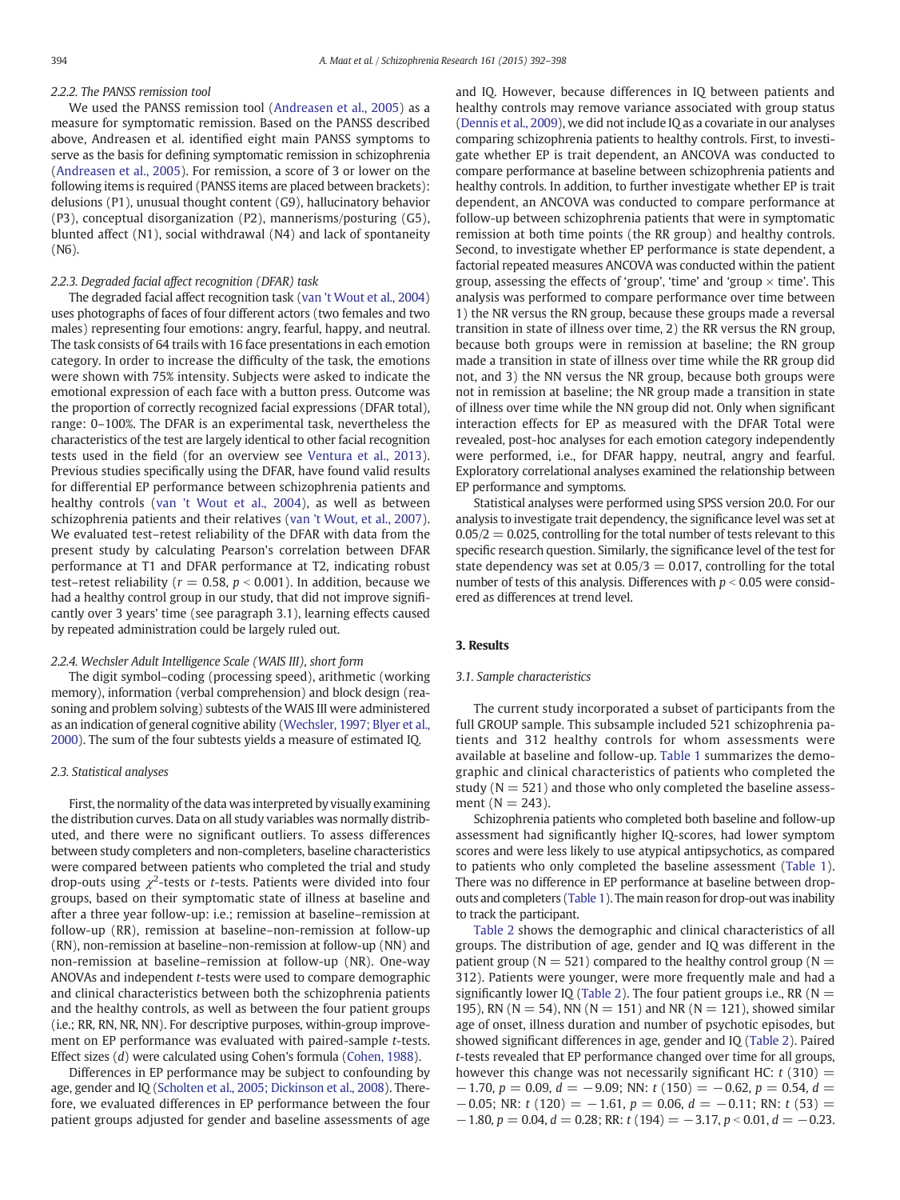### 2.2.2. The PANSS remission tool

We used the PANSS remission tool (Andreasen et al., 2005) as a measure for symptomatic remission. Based on the PANSS described above, Andreasen et al. identified eight main PANSS symptoms to serve as the basis for defining symptomatic remission in schizophrenia (Andreasen et al., 2005). For remission, a score of 3 or lower on the following items is required (PANSS items are placed between brackets): delusions (P1), unusual thought content (G9), hallucinatory behavior (P3), conceptual disorganization (P2), mannerisms/posturing (G5), blunted affect (N1), social withdrawal (N4) and lack of spontaneity (N6).

### 2.2.3. Degraded facial affect recognition (DFAR) task

The degraded facial affect recognition task (van 't Wout et al., 2004) uses photographs of faces of four different actors (two females and two males) representing four emotions: angry, fearful, happy, and neutral. The task consists of 64 trails with 16 face presentations in each emotion category. In order to increase the difficulty of the task, the emotions were shown with 75% intensity. Subjects were asked to indicate the emotional expression of each face with a button press. Outcome was the proportion of correctly recognized facial expressions (DFAR total), range: 0–100%. The DFAR is an experimental task, nevertheless the characteristics of the test are largely identical to other facial recognition tests used in the field (for an overview see Ventura et al., 2013). Previous studies specifically using the DFAR, have found valid results for differential EP performance between schizophrenia patients and healthy controls (van 't Wout et al., 2004), as well as between schizophrenia patients and their relatives (van 't Wout, et al., 2007). We evaluated test–retest reliability of the DFAR with data from the present study by calculating Pearson's correlation between DFAR performance at T1 and DFAR performance at T2, indicating robust test–retest reliability ($r = 0.58$, $p < 0.001$). In addition, because we had a healthy control group in our study, that did not improve significantly over 3 years' time (see paragraph 3.1), learning effects caused by repeated administration could be largely ruled out.

### 2.2.4. Wechsler Adult Intelligence Scale (WAIS III), short form

The digit symbol–coding (processing speed), arithmetic (working memory), information (verbal comprehension) and block design (reasoning and problem solving) subtests of the WAIS III were administered as an indication of general cognitive ability (Wechsler, 1997; Blyer et al., 2000). The sum of the four subtests yields a measure of estimated IQ.

## 2.3. Statistical analyses

First, the normality of the data was interpreted by visually examining the distribution curves. Data on all study variables was normally distributed, and there were no significant outliers. To assess differences between study completers and non-completers, baseline characteristics were compared between patients who completed the trial and study drop-outs using $\chi^2$-tests or $t$-tests. Patients were divided into four groups, based on their symptomatic state of illness at baseline and after a three year follow-up: i.e.; remission at baseline–remission at follow-up (RR), remission at baseline–non-remission at follow-up (RN), non-remission at baseline–non-remission at follow-up (NN) and non-remission at baseline–remission at follow-up (NR). One-way ANOVAs and independent $t$-tests were used to compare demographic and clinical characteristics between both the schizophrenia patients and the healthy controls, as well as between the four patient groups (i.e.; RR, RN, NR, NN). For descriptive purposes, within-group improvement on EP performance was evaluated with paired-sample $t$-tests. Effect sizes ($d$) were calculated using Cohen's formula (Cohen, 1988).

Differences in EP performance may be subject to confounding by age, gender and IQ (Scholten et al., 2005; Dickinson et al., 2008). Therefore, we evaluated differences in EP performance between the four patient groups adjusted for gender and baseline assessments of age and IQ. However, because differences in IQ between patients and healthy controls may remove variance associated with group status (Dennis et al., 2009), we did not include IQ as a covariate in our analyses comparing schizophrenia patients to healthy controls. First, to investigate whether EP is trait dependent, an ANCOVA was conducted to compare performance at baseline between schizophrenia patients and healthy controls. In addition, to further investigate whether EP is trait dependent, an ANCOVA was conducted to compare performance at follow-up between schizophrenia patients that were in symptomatic remission at both time points (the RR group) and healthy controls. Second, to investigate whether EP performance is state dependent, a factorial repeated measures ANCOVA was conducted within the patient group, assessing the effects of 'group', 'time' and 'group × time'. This analysis was performed to compare performance over time between 1) the NR versus the RN group, because these groups made a reversal transition in state of illness over time, 2) the RR versus the RN group, because both groups were in remission at baseline; the RN group made a transition in state of illness over time while the RR group did not, and 3) the NN versus the NR group, because both groups were not in remission at baseline; the NR group made a transition in state of illness over time while the NN group did not. Only when significant interaction effects for EP as measured with the DFAR Total were revealed, post-hoc analyses for each emotion category independently were performed, i.e., for DFAR happy, neutral, angry and fearful. Exploratory correlational analyses examined the relationship between EP performance and symptoms.

Statistical analyses were performed using SPSS version 20.0. For our analysis to investigate trait dependency, the significance level was set at $0.05/2 = 0.025$, controlling for the total number of tests relevant to this specific research question. Similarly, the significance level of the test for state dependency was set at $0.05/3 = 0.017$, controlling for the total number of tests of this analysis. Differences with $p < 0.05$ were considered as differences at trend level.

# 3. Results

## 3.1. Sample characteristics

The current study incorporated a subset of participants from the full GROUP sample. This subsample included 521 schizophrenia patients and 312 healthy controls for whom assessments were available at baseline and follow-up. Table 1 summarizes the demographic and clinical characteristics of patients who completed the study (N = 521) and those who only completed the baseline assessment (N = 243).

Schizophrenia patients who completed both baseline and follow-up assessment had significantly higher IQ-scores, had lower symptom scores and were less likely to use atypical antipsychotics, as compared to patients who only completed the baseline assessment (Table 1). There was no difference in EP performance at baseline between dropouts and completers (Table 1). The main reason for drop-out was inability to track the participant.

Table 2 shows the demographic and clinical characteristics of all groups. The distribution of age, gender and IQ was different in the patient group (N = 521) compared to the healthy control group (N = 312). Patients were younger, were more frequently male and had a significantly lower IQ (Table 2). The four patient groups i.e., RR (N = 195), RN (N = 54), NN (N = 151) and NR (N = 121), showed similar age of onset, illness duration and number of psychotic episodes, but showed significant differences in age, gender and IQ (Table 2). Paired $t$-tests revealed that EP performance changed over time for all groups, however this change was not necessarily significant HC: $t\ (310) = -1.70$, $p = 0.09$, $d = -9.09$; NN: $t\ (150) = -0.62$, $p = 0.54$, $d = -0.05$; NR: $t\ (120) = -1.61$, $p = 0.06$, $d = -0.11$; RN: $t\ (53) = -1.80$, $p = 0.04$, $d = 0.28$; RR: $t\ (194) = -3.17$, $p < 0.01$, $d = -0.23$.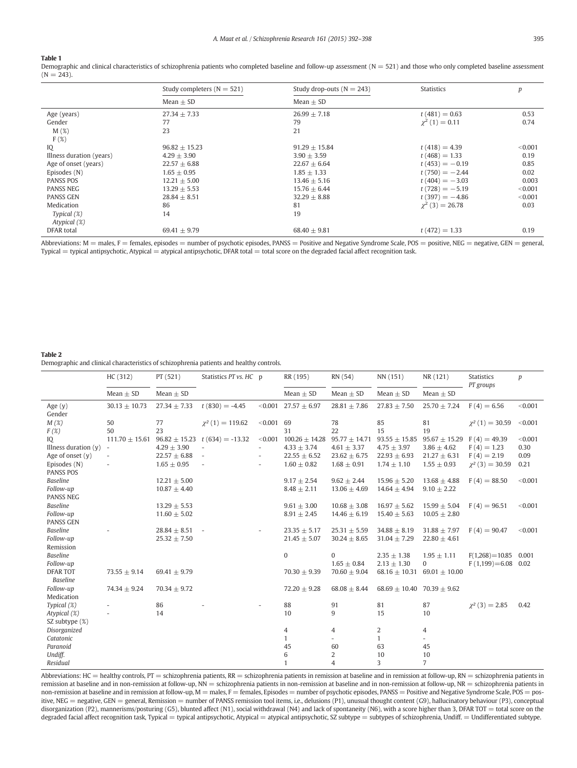**Table 1**

Demographic and clinical characteristics of schizophrenia patients who completed baseline and follow-up assessment (N = 521) and those who only completed baseline assessment (N = 243).

| | Study completers (N = 521) | Study drop-outs (N = 243) | Statistics | $p$ |
|---|---|---|---|---|
| | Mean ± SD | Mean ± SD | | |
| Age (years) | 27.34 ± 7.33 | 26.99 ± 7.18 | $t\,(481) = 0.63$ | 0.53 |
| Gender | 77 | 79 | $\chi^2\,(1) = 0.11$ | 0.74 |
| M (%) | 23 | 21 | | |
| F (%) | | | | |
| IQ | 96.82 ± 15.23 | 91.29 ± 15.84 | $t\,(418) = 4.39$ | <0.001 |
| Illness duration (years) | 4.29 ± 3.90 | 3.90 ± 3.59 | $t\,(468) = 1.33$ | 0.19 |
| Age of onset (years) | 22.57 ± 6.88 | 22.67 ± 6.64 | $t\,(453) = -0.19$ | 0.85 |
| Episodes (N) | 1.65 ± 0.95 | 1.85 ± 1.33 | $t\,(750) = -2.44$ | 0.02 |
| PANSS POS | 12.21 ± 5.00 | 13.46 ± 5.16 | $t\,(404) = -3.03$ | 0.003 |
| PANSS NEG | 13.29 ± 5.53 | 15.76 ± 6.44 | $t\,(728) = -5.19$ | <0.001 |
| PANSS GEN | 28.84 ± 8.51 | 32.29 ± 8.88 | $t\,(397) = -4.86$ | <0.001 |
| Medication | 86 | 81 | $\chi^2\,(3) = 26.78$ | 0.03 |
| *Typical (%)* | 14 | 19 | | |
| *Atypical (%)* | | | | |
| DFAR total | 69.41 ± 9.79 | 68.40 ± 9.81 | $t\,(472) = 1.33$ | 0.19 |

Abbreviations: M = males, F = females, episodes = number of psychotic episodes, PANSS = Positive and Negative Syndrome Scale, POS = positive, NEG = negative, GEN = general, Typical = typical antipsychotic, Atypical = atypical antipsychotic, DFAR total = total score on the degraded facial affect recognition task.

**Table 2**

Demographic and clinical characteristics of schizophrenia patients and healthy controls.

| | HC (312) | PT (521) | Statistics *PT vs. HC* | p | RR (195) | RN (54) | NN (151) | NR (121) | Statistics *PT groups* | $p$ |
|---|---|---|---|---|---|---|---|---|---|---|
| | Mean ± SD | Mean ± SD | | | Mean ± SD | Mean ± SD | Mean ± SD | Mean ± SD | | |
| Age (y) | 30.13 ± 10.73 | 27.34 ± 7.33 | $t\,(830) = -4.45$ | <0.001 | 27.57 ± 6.97 | 28.81 ± 7.86 | 27.83 ± 7.50 | 25.70 ± 7.24 | $F\,(4) = 6.56$ | <0.001 |
| Gender | | | | | | | | | | |
| *M (%)* | 50 | 77 | $\chi^2\,(1) = 119.62$ | <0.001 | 69 | 78 | 85 | 81 | $\chi^2\,(1) = 30.59$ | <0.001 |
| *F (%)* | 50 | 23 | | | 31 | 22 | 15 | 19 | | |
| IQ | 111.70 ± 15.61 | 96.82 ± 15.23 | $t\,(634) = -13.32$ | <0.001 | 100.26 ± 14.28 | 95.77 ± 14.71 | 93.55 ± 15.85 | 95.67 ± 15.29 | $F\,(4) = 49.39$ | <0.001 |
| Illness duration (y) | - | 4.29 ± 3.90 | - | - | 4.33 ± 3.74 | 4.61 ± 3.37 | 4.75 ± 3.97 | 3.86 ± 4.62 | $F\,(4) = 1.23$ | 0.30 |
| Age of onset (y) | - | 22.57 ± 6.88 | - | - | 22.55 ± 6.52 | 23.62 ± 6.75 | 22.93 ± 6.93 | 21.27 ± 6.31 | $F\,(4) = 2.19$ | 0.09 |
| Episodes (N) | - | 1.65 ± 0.95 | - | - | 1.60 ± 0.82 | 1.68 ± 0.91 | 1.74 ± 1.10 | 1.55 ± 0.93 | $\chi^2\,(3) = 30.59$ | 0.21 |
| PANSS POS | | | | | | | | | | |
| *Baseline* | | 12.21 ± 5.00 | | | 9.17 ± 2.54 | 9.62 ± 2.44 | 15.96 ± 5.20 | 13.68 ± 4.88 | $F\,(4) = 88.50$ | <0.001 |
| *Follow-up* | | 10.87 ± 4.40 | | | 8.48 ± 2.11 | 13.06 ± 4.69 | 14.64 ± 4.94 | 9.10 ± 2.22 | | |
| PANSS NEG | | | | | | | | | | |
| *Baseline* | | 13.29 ± 5.53 | | | 9.61 ± 3.00 | 10.68 ± 3.08 | 16.97 ± 5.62 | 15.99 ± 5.04 | $F\,(4) = 96.51$ | <0.001 |
| *Follow-up* | | 11.60 ± 5.02 | | | 8.91 ± 2.45 | 14.46 ± 6.19 | 15.40 ± 5.63 | 10.05 ± 2.80 | | |
| PANSS GEN | | | | | | | | | | |
| *Baseline* | - | 28.84 ± 8.51 | - | - | 23.35 ± 5.17 | 25.31 ± 5.59 | 34.88 ± 8.19 | 31.88 ± 7.97 | $F\,(4) = 90.47$ | <0.001 |
| *Follow-up* | | 25.32 ± 7.50 | | | 21.45 ± 5.07 | 30.24 ± 8.65 | 31.04 ± 7.29 | 22.80 ± 4.61 | | |
| Remission | | | | | | | | | | |
| *Baseline* | | | | | 0 | 0 | 2.35 ± 1.38 | 1.95 ± 1.11 | $F(1{,}268) = 10.85$ | 0.001 |
| *Follow-up* | | | | | | 1.65 ± 0.84 | 2.13 ± 1.30 | 0 | $F\,(1{,}199) = 6.08$ | 0.02 |
| DFAR TOT | 73.55 ± 9.14 | 69.41 ± 9.79 | | | 70.30 ± 9.39 | 70.60 ± 9.04 | 68.16 ± 10.31 | 69.01 ± 10.00 | | |
| *Baseline* | | | | | | | | | | |
| *Follow-up* | 74.34 ± 9.24 | 70.34 ± 9.72 | | | 72.20 ± 9.28 | 68.08 ± 8.44 | 68.69 ± 10.40 | 70.39 ± 9.62 | | |
| Medication | | | | | | | | | | |
| *Typical (%)* | - | 86 | - | - | 88 | 91 | 81 | 87 | $\chi^2\,(3) = 2.85$ | 0.42 |
| *Atypical (%)* | - | 14 | | | 10 | 9 | 15 | 10 | | |
| SZ subtype (%) | | | | | | | | | | |
| *Disorganized* | | | | | 4 | 4 | 2 | 4 | | |
| *Catatonic* | | | | | 1 | - | 1 | - | | |
| *Paranoid* | | | | | 45 | 60 | 63 | 45 | | |
| *Undiff.* | | | | | 6 | 2 | 10 | 10 | | |
| *Residual* | | | | | 1 | 4 | 3 | 7 | | |

Abbreviations: HC = healthy controls, PT = schizophrenia patients, RR = schizophrenia patients in remission at baseline and in remission at follow-up, RN = schizophrenia patients in remission at baseline and in non-remission at follow-up, NN = schizophrenia patients in non-remission at baseline and in non-remission at follow-up, NR = schizophrenia patients in non-remission at baseline and in remission at follow-up, M = males, F = females, Episodes = number of psychotic episodes, PANSS = Positive and Negative Syndrome Scale, POS = positive, NEG = negative, GEN = general, Remission = number of PANSS remission tool items, i.e., delusions (P1), unusual thought content (G9), hallucinatory behaviour (P3), conceptual disorganization (P2), mannerisms/posturing (G5), blunted affect (N1), social withdrawal (N4) and lack of spontaneity (N6), with a score higher than 3, DFAR TOT = total score on the degraded facial affect recognition task, Typical = typical antipsychotic, Atypical = atypical antipsychotic, SZ subtype = subtypes of schizophrenia, Undiff. = Undifferentiated subtype.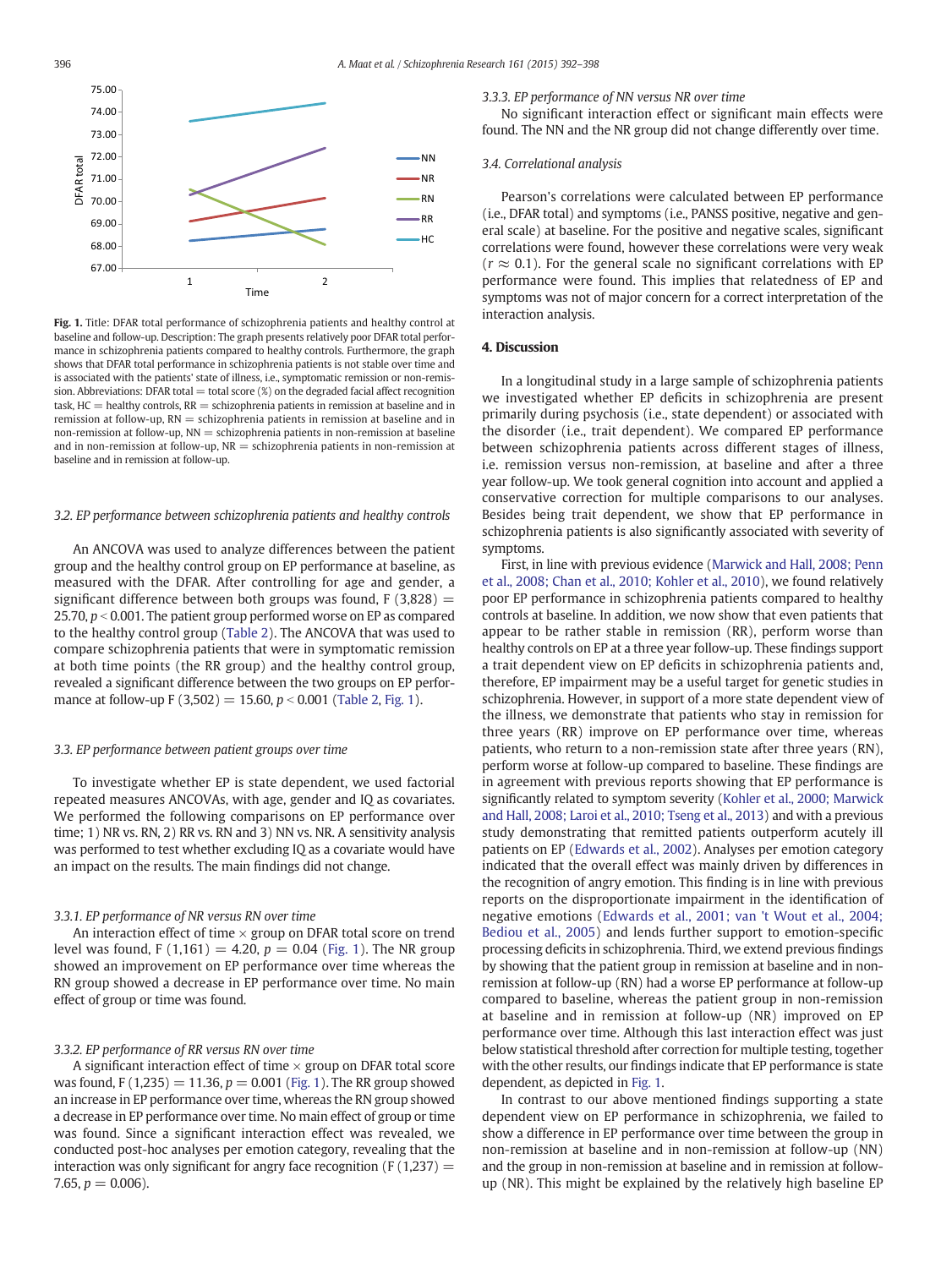**Fig. 1.** Title: DFAR total performance of schizophrenia patients and healthy controls at baseline and follow-up. Description: The graph presents relatively poor DFAR total performance in schizophrenia patients compared to healthy controls. Furthermore, the graph shows that DFAR total performance in schizophrenia patients is not stable over time and is associated with the patients' state of illness, i.e., symptomatic remission or non-remission. Abbreviations: DFAR total = total score (%) on the degraded facial affect recognition task, HC = healthy controls, RR = schizophrenia patients in remission at baseline and in remission at follow-up, RN = schizophrenia patients in remission at baseline and in non-remission at follow-up, NN = schizophrenia patients in non-remission at baseline and in non-remission at follow-up, NR = schizophrenia patients in non-remission at baseline and in remission at follow-up.

### 3.2. EP performance between schizophrenia patients and healthy controls

An ANCOVA was used to analyze differences between the patient group and the healthy control group on EP performance at baseline, as measured with the DFAR. After controlling for age and gender, a significant difference between both groups was found, $F(3,828) = 25.70$, $p < 0.001$. The patient group performed worse on EP as compared to the healthy control group (Table 2). The ANCOVA that was used to compare schizophrenia patients that were in symptomatic remission at both time points (the RR group) and the healthy control group, revealed a significant difference between the two groups on EP performance at follow-up $F(3,502) = 15.60$, $p < 0.001$ (Table 2, Fig. 1).

### 3.3. EP performance between patient groups over time

To investigate whether EP is state dependent, we used factorial repeated measures ANCOVAs, with age, gender and IQ as covariates. We performed the following comparisons on EP performance over time; 1) NR vs. RN, 2) RR vs. RN and 3) NN vs. NR. A sensitivity analysis was performed to test whether excluding IQ as a covariate would have an impact on the results. The main findings did not change.

#### 3.3.1. EP performance of NR versus RN over time

An interaction effect of time × group on DFAR total score on trend level was found, $F(1,161) = 4.20$, $p = 0.04$ (Fig. 1). The NR group showed an improvement on EP performance over time whereas the RN group showed a decrease in EP performance over time. No main effect of group or time was found.

#### 3.3.2. EP performance of RR versus RN over time

A significant interaction effect of time × group on DFAR total score was found, $F(1,235) = 11.36$, $p = 0.001$ (Fig. 1). The RR group showed an increase in EP performance over time, whereas the RN group showed a decrease in EP performance over time. No main effect of group or time was found. Since a significant interaction effect was revealed, we conducted post-hoc analyses per emotion category, revealing that the interaction was only significant for angry face recognition ($F(1,237) = 7.65$, $p = 0.006$).

#### 3.3.3. EP performance of NN versus NR over time

No significant interaction effect or significant main effects were found. The NN and the NR group did not change differently over time.

### 3.4. Correlational analysis

Pearson's correlations were calculated between EP performance (i.e., DFAR total) and symptoms (i.e., PANSS positive, negative and general scale) at baseline. For the positive and negative scales, significant correlations were found, however these correlations were very weak ($r \approx 0.1$). For the general scale no significant correlations with EP performance were found. This implies that relatedness of EP and symptoms was not of major concern for a correct interpretation of the interaction analysis.

## 4. Discussion

In a longitudinal study in a large sample of schizophrenia patients we investigated whether EP deficits in schizophrenia are present primarily during psychosis (i.e., state dependent) or associated with the disorder (i.e., trait dependent). We compared EP performance between schizophrenia patients across different stages of illness, i.e. remission versus non-remission, at baseline and after a three year follow-up. We took general cognition into account and applied a conservative correction for multiple comparisons to our analyses. Besides being trait dependent, we show that EP performance in schizophrenia patients is also significantly associated with severity of symptoms.

First, in line with previous evidence (Marwick and Hall, 2008; Penn et al., 2008; Chan et al., 2010; Kohler et al., 2010), we found relatively poor EP performance in schizophrenia patients compared to healthy controls at baseline. In addition, we now show that even patients that appear to be rather stable in remission (RR), perform worse than healthy controls on EP at a three year follow-up. These findings support a trait dependent view on EP deficits in schizophrenia patients and, therefore, EP impairment may be a useful target for genetic studies in schizophrenia. However, in support of a more state dependent view of the illness, we demonstrate that patients who stay in remission for three years (RR) improve on EP performance over time, whereas patients, who return to a non-remission state after three years (RN), perform worse at follow-up compared to baseline. These findings are in agreement with previous reports showing that EP performance is significantly related to symptom severity (Kohler et al., 2000; Marwick and Hall, 2008; Laroi et al., 2010; Tseng et al., 2013) and with a previous study demonstrating that remitted patients outperform acutely ill patients on EP (Edwards et al., 2002). Analyses per emotion category indicated that the overall effect was mainly driven by differences in the recognition of angry emotion. This finding is in line with previous reports on the disproportionate impairment in the identification of negative emotions (Edwards et al., 2001; van 't Wout et al., 2004; Bediou et al., 2005) and lends further support to emotion-specific processing deficits in schizophrenia. Third, we extend previous findings by showing that the patient group in remission at baseline and in non-remission at follow-up (RN) had a worse EP performance at follow-up compared to baseline, whereas the patient group in non-remission at baseline and in remission at follow-up (NR) improved on EP performance over time. Although this last interaction effect was just below statistical threshold after correction for multiple testing, together with the other results, our findings indicate that EP performance is state dependent, as depicted in Fig. 1.

In contrast to our above mentioned findings supporting a state dependent view on EP performance in schizophrenia, we failed to show a difference in EP performance over time between the group in non-remission at baseline and in non-remission at follow-up (NN) and the group in non-remission at baseline and in remission at follow-up (NR). This might be explained by the relatively high baseline EP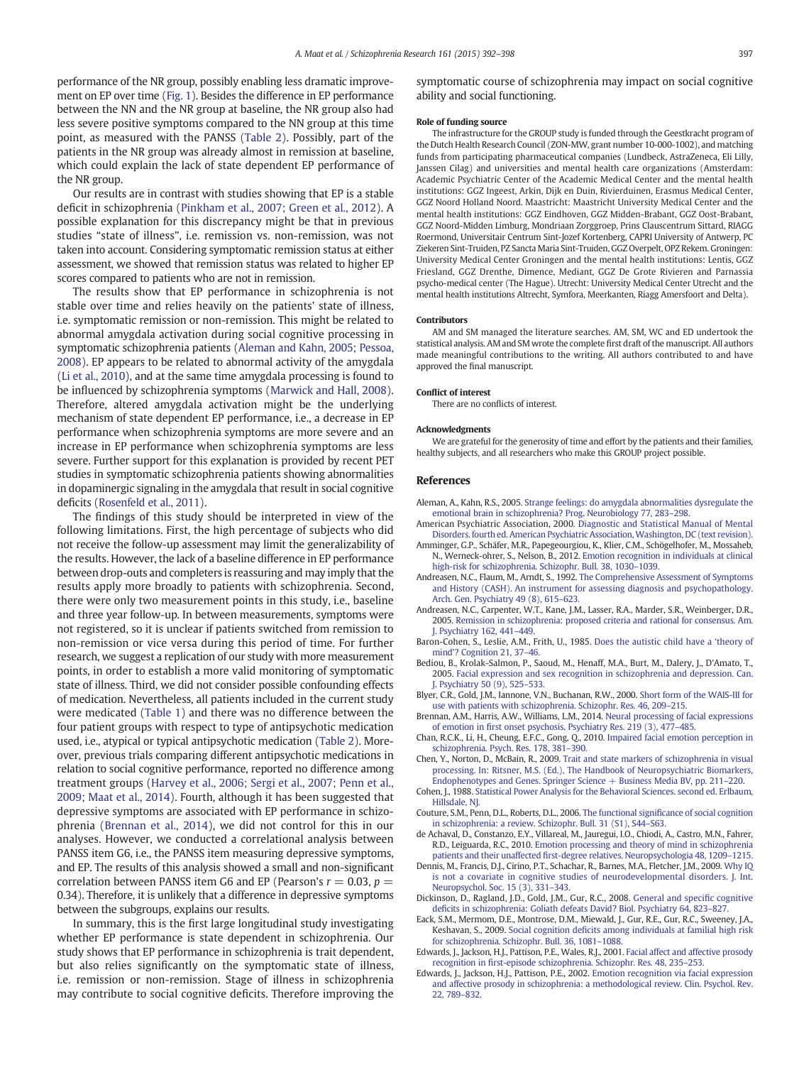performance of the NR group, possibly enabling less dramatic improvement on EP over time (Fig. 1). Besides the difference in EP performance between the NN and the NR group at baseline, the NR group also had less severe positive symptoms compared to the NN group at this time point, as measured with the PANSS (Table 2). Possibly, part of the patients in the NR group was already almost in remission at baseline, which could explain the lack of state dependent EP performance of the NR group.

Our results are in contrast with studies showing that EP is a stable deficit in schizophrenia (Pinkham et al., 2007; Green et al., 2012). A possible explanation for this discrepancy might be that in previous studies "state of illness", i.e. remission vs. non-remission, was not taken into account. Considering symptomatic remission status at either assessment, we showed that remission status was related to higher EP scores compared to patients who are not in remission.

The results show that EP performance in schizophrenia is not stable over time and relies heavily on the patients' state of illness, i.e. symptomatic remission or non-remission. This might be related to abnormal amygdala activation during social cognitive processing in symptomatic schizophrenia patients (Aleman and Kahn, 2005; Pessoa, 2008). EP appears to be related to abnormal activity of the amygdala (Li et al., 2010), and at the same time amygdala processing is found to be influenced by schizophrenia symptoms (Marwick and Hall, 2008). Therefore, altered amygdala activation might be the underlying mechanism of state dependent EP performance, i.e., a decrease in EP performance when schizophrenia symptoms are more severe and an increase in EP performance when schizophrenia symptoms are less severe. Further support for this explanation is provided by recent PET studies in symptomatic schizophrenia patients showing abnormalities in dopaminergic signaling in the amygdala that result in social cognitive deficits (Rosenfeld et al., 2011).

The findings of this study should be interpreted in view of the following limitations. First, the high percentage of subjects who did not receive the follow-up assessment may limit the generalizability of the results. However, the lack of a baseline difference in EP performance between drop-outs and completers is reassuring and may imply that the results apply more broadly to patients with schizophrenia. Second, there were only two measurement points in this study, i.e., baseline and three year follow-up. In between measurements, symptoms were not registered, so it is unclear if patients switched from remission to non-remission or vice versa during this period of time. For further research, we suggest a replication of our study with more measurement points, in order to establish a more valid monitoring of symptomatic state of illness. Third, we did not consider possible confounding effects of medication. Nevertheless, all patients included in the current study were medicated (Table 1) and there was no difference between the four patient groups with respect to type of antipsychotic medication used, i.e., atypical or typical antipsychotic medication (Table 2). Moreover, previous trials comparing different antipsychotic medications in relation to social cognitive performance, reported no difference among treatment groups (Harvey et al., 2006; Sergi et al., 2007; Penn et al., 2009; Maat et al., 2014). Fourth, although it has been suggested that depressive symptoms are associated with EP performance in schizophrenia (Brennan et al., 2014), we did not control for this in our analyses. However, we conducted a correlational analysis between PANSS item G6, i.e., the PANSS item measuring depressive symptoms, and EP. The results of this analysis showed a small and non-significant correlation between PANSS item G6 and EP (Pearson's $r = 0.03$, $p = 0.34$). Therefore, it is unlikely that a difference in depressive symptoms between the subgroups, explains our results.

In summary, this is the first large longitudinal study investigating whether EP performance is state dependent in schizophrenia. Our study shows that EP performance in schizophrenia is trait dependent, but also relies significantly on the symptomatic state of illness, i.e. remission or non-remission. Stage of illness in schizophrenia may contribute to social cognitive deficits. Therefore improving the symptomatic course of schizophrenia may impact on social cognitive ability and social functioning.

### Role of funding source

The infrastructure for the GROUP study is funded through the Geestkracht program of the Dutch Health Research Council (ZON-MW, grant number 10-000-1002), and matching funds from participating pharmaceutical companies (Lundbeck, AstraZeneca, Eli Lilly, Janssen Cilag) and universities and mental health care organizations (Amsterdam: Academic Psychiatric Center of the Academic Medical Center and the mental health institutions: GGZ Ingeest, Arkin, Dijk en Duin, Rivierduinen, Erasmus Medical Center, GGZ Noord Holland Noord. Maastricht: Maastricht University Medical Center and the mental health institutions: GGZ Eindhoven, GGZ Midden-Brabant, GGZ Oost-Brabant, GGZ Noord-Midden Limburg, Mondriaan Zorggroep, Prins Clauscentrum Sittard, RIAGG Roermond, Universitair Centrum Sint-Jozef Kortenberg, CAPRI University of Antwerp, PC Ziekeren Sint-Truiden, PZ Sancta Maria Sint-Truiden, GGZ Overpelt, OPZ Rekem. Groningen: University Medical Center Groningen and the mental health institutions: Lentis, GGZ Friesland, GGZ Drenthe, Dimence, Mediant, GGZ De Grote Rivieren and Parnassia psycho-medical center (The Hague). Utrecht: University Medical Center Utrecht and the mental health institutions Altrecht, Symfora, Meerkanten, Riagg Amersfoort and Delta).

### Contributors

AM and SM managed the literature searches. AM, SM, WC and ED undertook the statistical analysis. AM and SM wrote the complete first draft of the manuscript. All authors made meaningful contributions to the writing. All authors contributed to and have approved the final manuscript.

### Conflict of interest

There are no conflicts of interest.

### Acknowledgments

We are grateful for the generosity of time and effort by the patients and their families, healthy subjects, and all researchers who make this GROUP project possible.

## References

Aleman, A., Kahn, R.S., 2005. Strange feelings: do amygdala abnormalities dysregulate the emotional brain in schizophrenia? Prog. Neurobiology 77, 283–298.

American Psychiatric Association, 2000. Diagnostic and Statistical Manual of Mental Disorders. fourth ed. American Psychiatric Association, Washington, DC (text revision).

Amminger, G.P., Schäfer, M.R., Papegeourgiou, K., Klier, C.M., Schögelhofer, M., Mossaheb, N., Werneck-ohrer, S., Nelson, B., 2012. Emotion recognition in individuals at clinical high-risk for schizophrenia. Schizophr. Bull. 38, 1030–1039.

Andreasen, N.C., Flaum, M., Arndt, S., 1992. The Comprehensive Assessment of Symptoms and History (CASH). An instrument for assessing diagnosis and psychopathology. Arch. Gen. Psychiatry 49 (8), 615–623.

Andreasen, N.C., Carpenter, W.T., Kane, J.M., Lasser, R.A., Marder, S.R., Weinberger, D.R., 2005. Remission in schizophrenia: proposed criteria and rational for consensus. Am. J. Psychiatry 162, 441–449.

Baron-Cohen, S., Leslie, A.M., Frith, U., 1985. Does the autistic child have a 'theory of mind'? Cognition 21, 37–46.

Bediou, B., Krolak-Salmon, P., Saoud, M., Henaff, M.A., Burt, M., Dalery, J., D'Amato, T., 2005. Facial expression and sex recognition in schizophrenia and depression. Can. J. Psychiatry 50 (9), 525–533.

Blyer, C.R., Gold, J.M., Iannone, V.N., Buchanan, R.W., 2000. Short form of the WAIS-III for use with patients with schizophrenia. Schizophr. Res. 46, 209–215.

Brennan, A.M., Harris, A.W., Williams, L.M., 2014. Neural processing of facial expressions of emotion in first onset psychosis. Psychiatry Res. 219 (3), 477–485.

Chan, R.C.K., Li, H., Cheung, E.F.C., Gong, Q., 2010. Impaired facial emotion perception in schizophrenia. Psych. Res. 178, 381–390.

Chen, Y., Norton, D., McBain, R., 2009. Trait and state markers of schizophrenia in visual processing. In: Ritsner, M.S. (Ed.), The Handbook of Neuropsychiatric Biomarkers, Endophenotypes and Genes. Springer Science + Business Media BV, pp. 211–220.

Cohen, J., 1988. Statistical Power Analysis for the Behavioral Sciences. second ed. Erlbaum, Hillsdale, NJ.

Couture, S.M., Penn, D.L., Roberts, D.L., 2006. The functional significance of social cognition in schizophrenia: a review. Schizophr. Bull. 31 (S1), S44–S63.

de Achaval, D., Constanzo, E.Y., Villareal, M., Jauregui, I.O., Chiodi, A., Castro, M.N., Fahrer, R.D., Leiguarda, R.C., 2010. Emotion processing and theory of mind in schizophrenia patients and their unaffected first-degree relatives. Neuropsychologia 48, 1209–1215.

Dennis, M., Francis, D.J., Cirino, P.T., Schachar, R., Barnes, M.A., Fletcher, J.M., 2009. Why IQ is not a covariate in cognitive studies of neurodevelopmental disorders. J. Int. Neuropsychol. Soc. 15 (3), 331–343.

Dickinson, D., Ragland, J.D., Gold, J.M., Gur, R.C., 2008. General and specific cognitive deficits in schizophrenia: Goliath defeats David? Biol. Psychiatry 64, 823–827.

Eack, S.M., Mermom, D.E., Montrose, D.M., Miewald, J., Gur, R.E., Gur, R.C., Sweeney, J.A., Keshavan, S., 2009. Social cognition deficits among individuals at familial high risk for schizophrenia. Schizophr. Bull. 36, 1081–1088.

Edwards, J., Jackson, H.J., Pattison, P.E., Wales, R.J., 2001. Facial affect and affective prosody recognition in first-episode schizophrenia. Schizophr. Res. 48, 235–253.

Edwards, J., Jackson, H.J., Pattison, P.E., 2002. Emotion recognition via facial expression and affective prosody in schizophrenia: a methodological review. Clin. Psychol. Rev. 22, 789–832.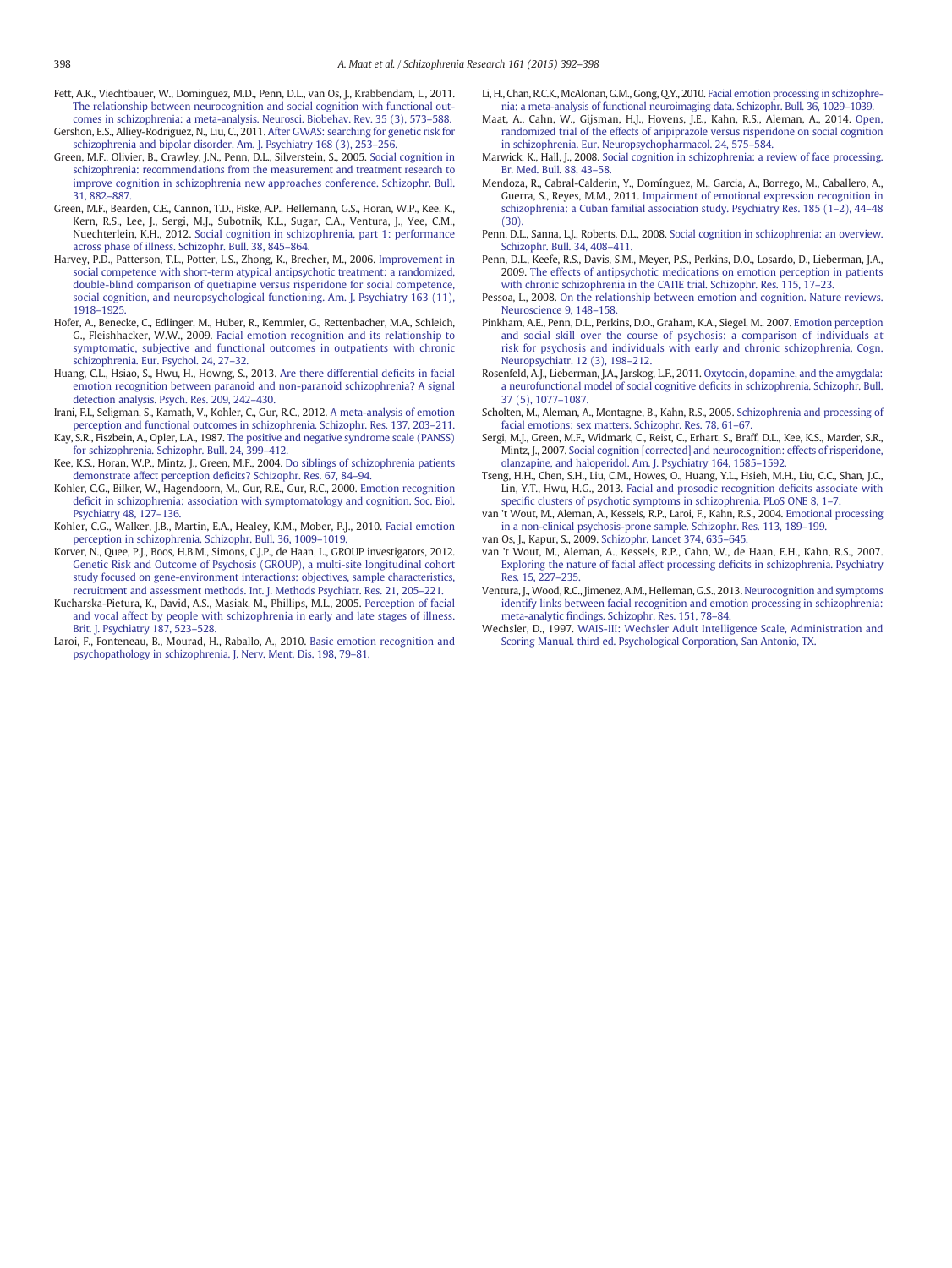Fett, A.K., Viechtbauer, W., Dominguez, M.D., Penn, D.L., van Os, J., Krabbendam, L., 2011. The relationship between neurocognition and social cognition with functional outcomes in schizophrenia: a meta-analysis. Neurosci. Biobehav. Rev. 35 (3), 573–588.

Gershon, E.S., Alliey-Rodriguez, N., Liu, C., 2011. After GWAS: searching for genetic risk for schizophrenia and bipolar disorder. Am. J. Psychiatry 168 (3), 253–256.

Green, M.F., Olivier, B., Crawley, J.N., Penn, D.L., Silverstein, S., 2005. Social cognition in schizophrenia: recommendations from the measurement and treatment research to improve cognition in schizophrenia new approaches conference. Schizophr. Bull. 31, 882–887.

Green, M.F., Bearden, C.E., Cannon, T.D., Fiske, A.P., Hellemann, G.S., Horan, W.P., Kee, K., Kern, R.S., Lee, J., Sergi, M.J., Subotnik, K.L., Sugar, C.A., Ventura, J., Yee, C.M., Nuechterlein, K.H., 2012. Social cognition in schizophrenia, part 1: performance across phase of illness. Schizophr. Bull. 38, 845–864.

Harvey, P.D., Patterson, T.L., Potter, L.S., Zhong, K., Brecher, M., 2006. Improvement in social competence with short-term atypical antipsychotic treatment: a randomized, double-blind comparison of quetiapine versus risperidone for social competence, social cognition, and neuropsychological functioning. Am. J. Psychiatry 163 (11), 1918–1925.

Hofer, A., Benecke, C., Edlinger, M., Huber, R., Kemmler, G., Rettenbacher, M.A., Schleich, G., Fleishhacker, W.W., 2009. Facial emotion recognition and its relationship to symptomatic, subjective and functional outcomes in outpatients with chronic schizophrenia. Eur. Psychol. 24, 27–32.

Huang, C.L., Hsiao, S., Hwu, H., Howng, S., 2013. Are there differential deficits in facial emotion recognition between paranoid and non-paranoid schizophrenia? A signal detection analysis. Psych. Res. 209, 242–430.

Irani, F.I., Seligman, S., Kamath, V., Kohler, C., Gur, R.C., 2012. A meta-analysis of emotion perception and functional outcomes in schizophrenia. Schizophr. Res. 137, 203–211.

Kay, S.R., Fiszbein, A., Opler, L.A., 1987. The positive and negative syndrome scale (PANSS) for schizophrenia. Schizophr. Bull. 24, 399–412.

Kee, K.S., Horan, W.P., Mintz, J., Green, M.F., 2004. Do siblings of schizophrenia patients demonstrate affect perception deficits? Schizophr. Res. 67, 84–94.

Kohler, C.G., Bilker, W., Hagendoorn, M., Gur, R.E., Gur, R.C., 2000. Emotion recognition deficit in schizophrenia: association with symptomatology and cognition. Soc. Biol. Psychiatry 48, 127–136.

Kohler, C.G., Walker, J.B., Martin, E.A., Healey, K.M., Mober, P.J., 2010. Facial emotion perception in schizophrenia. Schizophr. Bull. 36, 1009–1019.

Korver, N., Quee, P.J., Boos, H.B.M., Simons, C.J.P., de Haan, L., GROUP investigators, 2012. Genetic Risk and Outcome of Psychosis (GROUP), a multi-site longitudinal cohort study focused on gene-environment interactions: objectives, sample characteristics, recruitment and assessment methods. Int. J. Methods Psychiatr. Res. 21, 205–221.

Kucharska-Pietura, K., David, A.S., Masiak, M., Phillips, M.L., 2005. Perception of facial and vocal affect by people with schizophrenia in early and late stages of illness. Brit. J. Psychiatry 187, 523–528.

Laroi, F., Fonteneau, B., Mourad, H., Raballo, A., 2010. Basic emotion recognition and psychopathology in schizophrenia. J. Nerv. Ment. Dis. 198, 79–81.

Li, H., Chan, R.C.K., McAlonan, G.M., Gong, Q.Y., 2010. Facial emotion processing in schizophrenia: a meta-analysis of functional neuroimaging data. Schizophr. Bull. 36, 1029–1039.

Maat, A., Cahn, W., Gijsman, H.J., Hovens, J.E., Kahn, R.S., Aleman, A., 2014. Open, randomized trial of the effects of aripiprazole versus risperidone on social cognition in schizophrenia. Eur. Neuropsychopharmacol. 24, 575–584.

Marwick, K., Hall, J., 2008. Social cognition in schizophrenia: a review of face processing. Br. Med. Bull. 88, 43–58.

Mendoza, R., Cabral-Calderin, Y., Domínguez, M., Garcia, A., Borrego, M., Caballero, A., Guerra, S., Reyes, M.M., 2011. Impairment of emotional expression recognition in schizophrenia: a Cuban familial association study. Psychiatry Res. 185 (1–2), 44–48 (30).

Penn, D.L., Sanna, L.J., Roberts, D.L., 2008. Social cognition in schizophrenia: an overview. Schizophr. Bull. 34, 408–411.

Penn, D.L., Keefe, R.S., Davis, S.M., Meyer, P.S., Perkins, D.O., Losardo, D., Lieberman, J.A., 2009. The effects of antipsychotic medications on emotion perception in patients with chronic schizophrenia in the CATIE trial. Schizophr. Res. 115, 17–23.

Pessoa, L., 2008. On the relationship between emotion and cognition. Nature reviews. Neuroscience 9, 148–158.

Pinkham, A.E., Penn, D.L., Perkins, D.O., Graham, K.A., Siegel, M., 2007. Emotion perception and social skill over the course of psychosis: a comparison of individuals at risk for psychosis and individuals with early and chronic schizophrenia. Cogn. Neuropsychiatr. 12 (3), 198–212.

Rosenfeld, A.J., Lieberman, J.A., Jarskog, L.F., 2011. Oxytocin, dopamine, and the amygdala: a neurofunctional model of social cognitive deficits in schizophrenia. Schizophr. Bull. 37 (5), 1077–1087.

Scholten, M., Aleman, A., Montagne, B., Kahn, R.S., 2005. Schizophrenia and processing of facial emotions: sex matters. Schizophr. Res. 78, 61–67.

Sergi, M.J., Green, M.F., Widmark, C., Reist, C., Erhart, S., Braff, D.L., Kee, K.S., Marder, S.R., Mintz, J., 2007. Social cognition [corrected] and neurocognition: effects of risperidone, olanzapine, and haloperidol. Am. J. Psychiatry 164, 1585–1592.

Tseng, H.H., Chen, S.H., Liu, C.M., Howes, O., Huang, Y.L., Hsieh, M.H., Liu, C.C., Shan, J.C., Lin, Y.T., Hwu, H.G., 2013. Facial and prosodic recognition deficits associate with specific clusters of psychotic symptoms in schizophrenia. PLoS ONE 8, 1–7.

van 't Wout, M., Aleman, A., Kessels, R.P., Laroi, F., Kahn, R.S., 2004. Emotional processing in a non-clinical psychosis-prone sample. Schizophr. Res. 113, 189–199.

van Os, J., Kapur, S., 2009. Schizophr. Lancet 374, 635–645.

van 't Wout, M., Aleman, A., Kessels, R.P., Cahn, W., de Haan, E.H., Kahn, R.S., 2007. Exploring the nature of facial affect processing deficits in schizophrenia. Psychiatry Res. 15, 227–235.

Ventura, J., Wood, R.C., Jimenez, A.M., Helleman, G.S., 2013. Neurocognition and symptoms identify links between facial recognition and emotion processing in schizophrenia: meta-analytic findings. Schizophr. Res. 151, 78–84.

Wechsler, D., 1997. WAIS-III: Wechsler Adult Intelligence Scale, Administration and Scoring Manual. third ed. Psychological Corporation, San Antonio, TX.